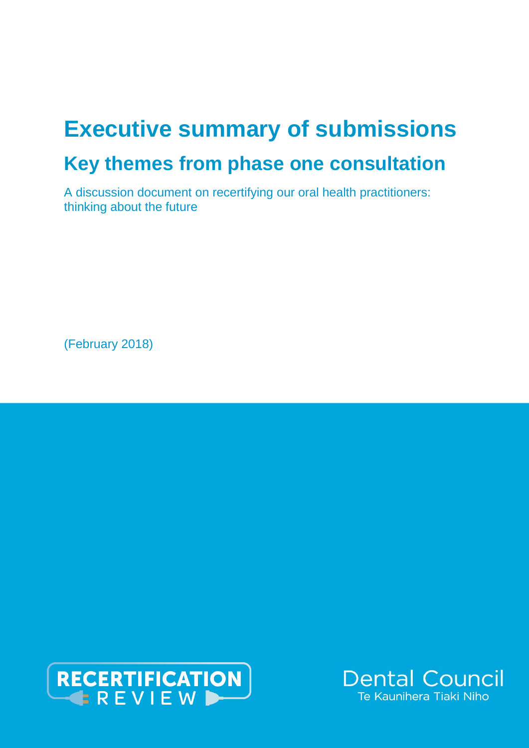# Executive summary of submissions

## Key themes from phase one consultation

A discussion document on recertifying our oral health practitioners: thinking about the future

(February 2018)

RECERTIFICATION REVIEW

Dental Council
Te Kaunihera Tiaki Niho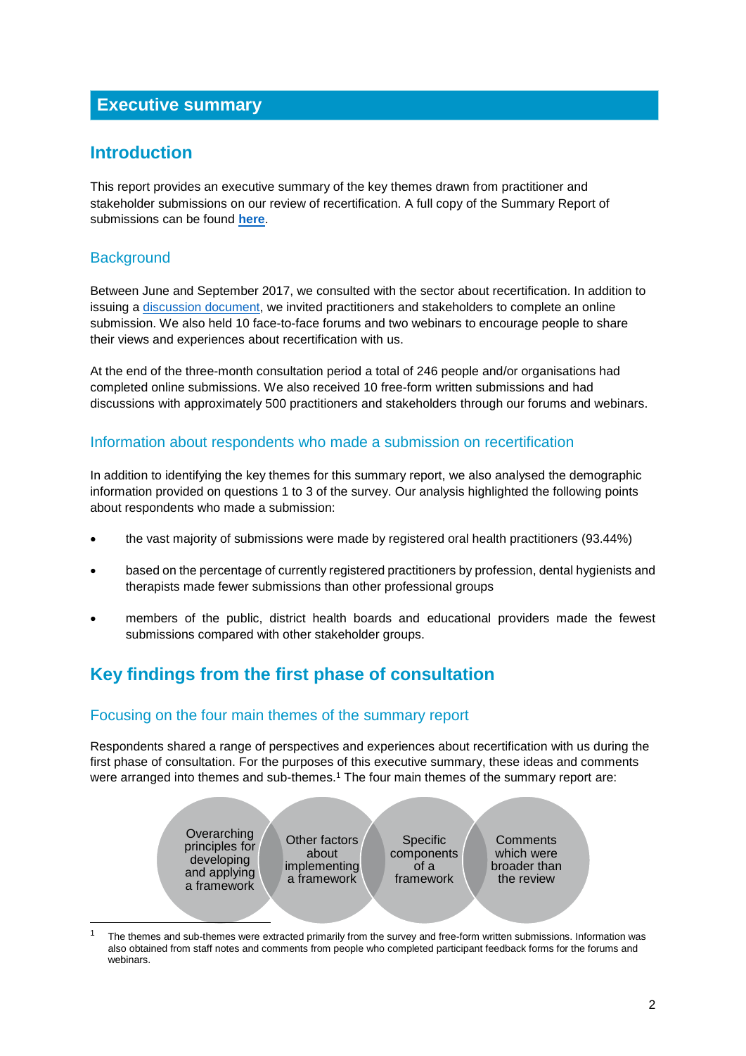# Executive summary

## Introduction

This report provides an executive summary of the key themes drawn from practitioner and stakeholder submissions on our review of recertification. A full copy of the Summary Report of submissions can be found **here**.

### Background

Between June and September 2017, we consulted with the sector about recertification. In addition to issuing a discussion document, we invited practitioners and stakeholders to complete an online submission. We also held 10 face-to-face forums and two webinars to encourage people to share their views and experiences about recertification with us.

At the end of the three-month consultation period a total of 246 people and/or organisations had completed online submissions. We also received 10 free-form written submissions and had discussions with approximately 500 practitioners and stakeholders through our forums and webinars.

### Information about respondents who made a submission on recertification

In addition to identifying the key themes for this summary report, we also analysed the demographic information provided on questions 1 to 3 of the survey. Our analysis highlighted the following points about respondents who made a submission:

- the vast majority of submissions were made by registered oral health practitioners (93.44%)
- based on the percentage of currently registered practitioners by profession, dental hygienists and therapists made fewer submissions than other professional groups
- members of the public, district health boards and educational providers made the fewest submissions compared with other stakeholder groups.

## Key findings from the first phase of consultation

### Focusing on the four main themes of the summary report

Respondents shared a range of perspectives and experiences about recertification with us during the first phase of consultation. For the purposes of this executive summary, these ideas and comments were arranged into themes and sub-themes.[1] The four main themes of the summary report are:

- Overarching principles for developing and applying a framework
- Other factors about implementing a framework
- Specific components of a framework
- Comments which were broader than the review

[1] The themes and sub-themes were extracted primarily from the survey and free-form written submissions. Information was also obtained from staff notes and comments from people who completed participant feedback forms for the forums and webinars.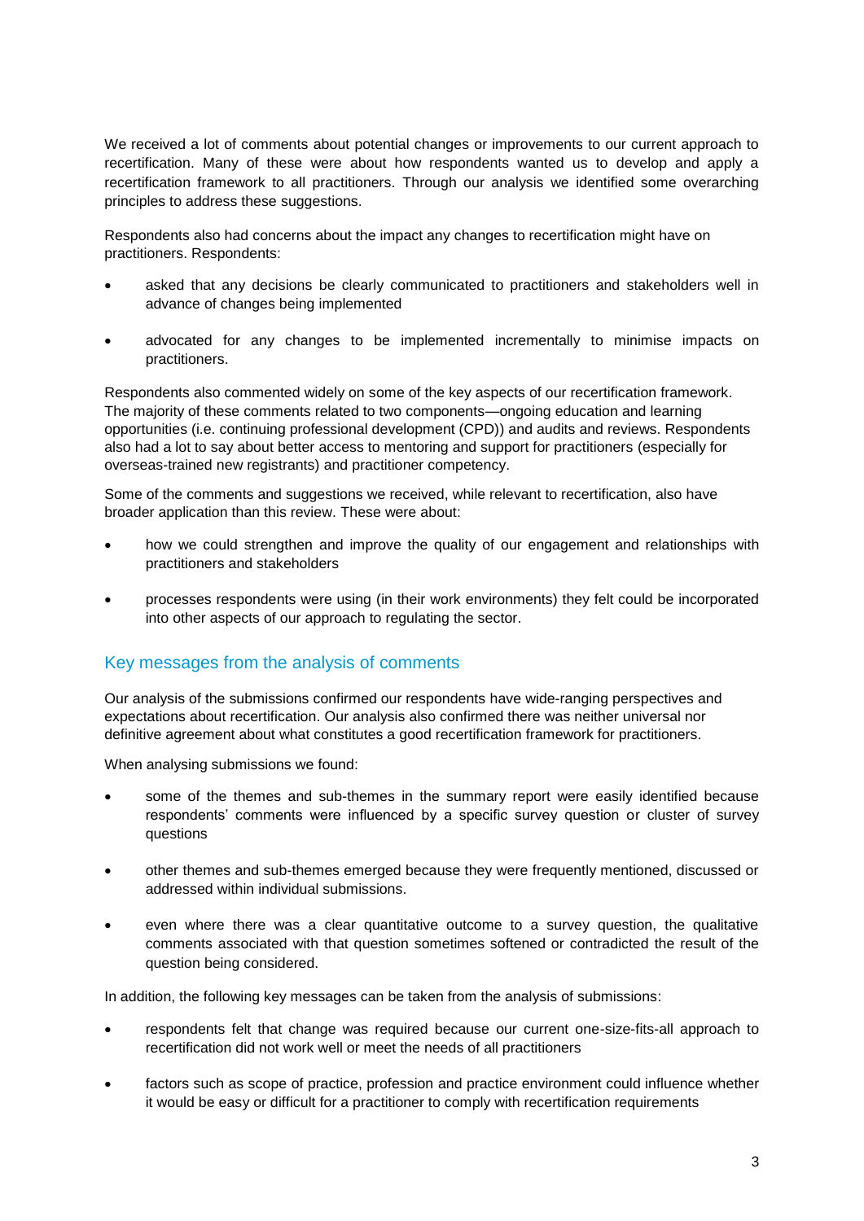We received a lot of comments about potential changes or improvements to our current approach to recertification. Many of these were about how respondents wanted us to develop and apply a recertification framework to all practitioners. Through our analysis we identified some overarching principles to address these suggestions.

Respondents also had concerns about the impact any changes to recertification might have on practitioners. Respondents:

- asked that any decisions be clearly communicated to practitioners and stakeholders well in advance of changes being implemented
- advocated for any changes to be implemented incrementally to minimise impacts on practitioners.

Respondents also commented widely on some of the key aspects of our recertification framework. The majority of these comments related to two components—ongoing education and learning opportunities (i.e. continuing professional development (CPD)) and audits and reviews. Respondents also had a lot to say about better access to mentoring and support for practitioners (especially for overseas-trained new registrants) and practitioner competency.

Some of the comments and suggestions we received, while relevant to recertification, also have broader application than this review. These were about:

- how we could strengthen and improve the quality of our engagement and relationships with practitioners and stakeholders
- processes respondents were using (in their work environments) they felt could be incorporated into other aspects of our approach to regulating the sector.

## Key messages from the analysis of comments

Our analysis of the submissions confirmed our respondents have wide-ranging perspectives and expectations about recertification. Our analysis also confirmed there was neither universal nor definitive agreement about what constitutes a good recertification framework for practitioners.

When analysing submissions we found:

- some of the themes and sub-themes in the summary report were easily identified because respondents' comments were influenced by a specific survey question or cluster of survey questions
- other themes and sub-themes emerged because they were frequently mentioned, discussed or addressed within individual submissions.
- even where there was a clear quantitative outcome to a survey question, the qualitative comments associated with that question sometimes softened or contradicted the result of the question being considered.

In addition, the following key messages can be taken from the analysis of submissions:

- respondents felt that change was required because our current one-size-fits-all approach to recertification did not work well or meet the needs of all practitioners
- factors such as scope of practice, profession and practice environment could influence whether it would be easy or difficult for a practitioner to comply with recertification requirements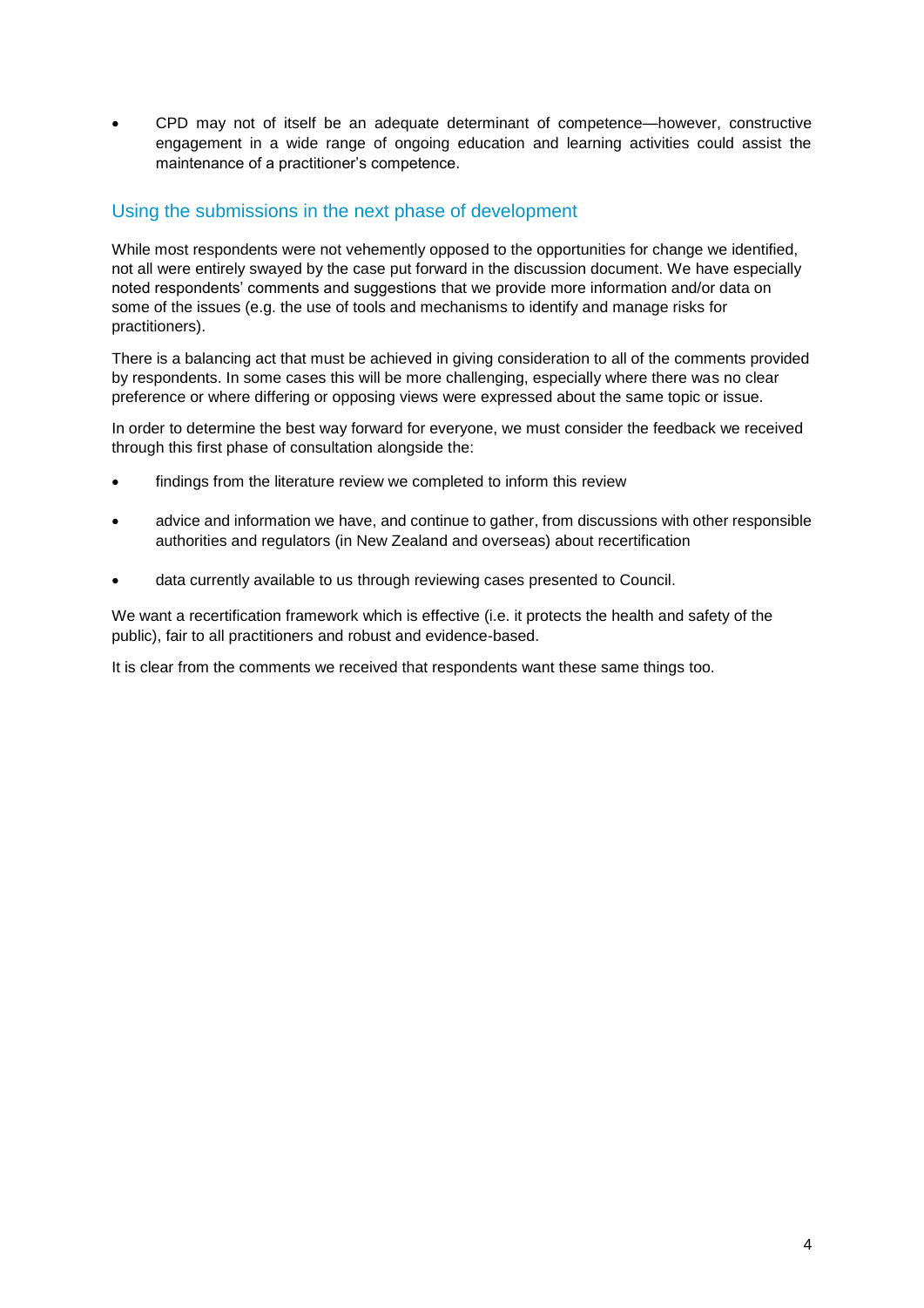- CPD may not of itself be an adequate determinant of competence—however, constructive engagement in a wide range of ongoing education and learning activities could assist the maintenance of a practitioner's competence.

## Using the submissions in the next phase of development

While most respondents were not vehemently opposed to the opportunities for change we identified, not all were entirely swayed by the case put forward in the discussion document. We have especially noted respondents' comments and suggestions that we provide more information and/or data on some of the issues (e.g. the use of tools and mechanisms to identify and manage risks for practitioners).

There is a balancing act that must be achieved in giving consideration to all of the comments provided by respondents. In some cases this will be more challenging, especially where there was no clear preference or where differing or opposing views were expressed about the same topic or issue.

In order to determine the best way forward for everyone, we must consider the feedback we received through this first phase of consultation alongside the:

- findings from the literature review we completed to inform this review
- advice and information we have, and continue to gather, from discussions with other responsible authorities and regulators (in New Zealand and overseas) about recertification
- data currently available to us through reviewing cases presented to Council.

We want a recertification framework which is effective (i.e. it protects the health and safety of the public), fair to all practitioners and robust and evidence-based.

It is clear from the comments we received that respondents want these same things too.